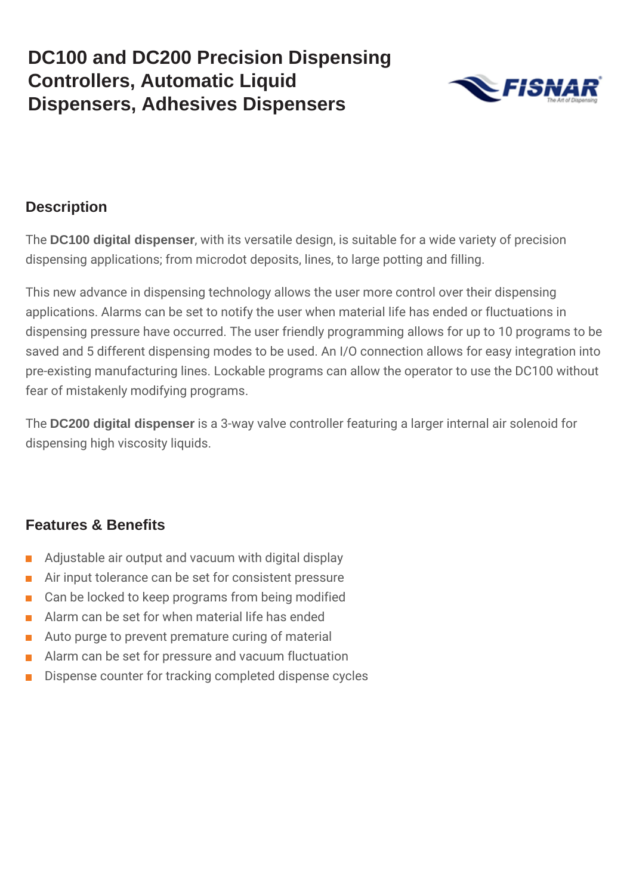# DC100 and DC200 Precision Dispensing Controllers, Automatic Liquid Dispensers, Adhesives Dispensers

## Description

The **DC100 digital dispenser**, with its versatile design, is suitable for a wide variety of precision dispensing applications; from microdot deposits, lines, to large potting and filling.

This new advance in dispensing technology allows the user more control over their dispensing applications. Alarms can be set to notify the user when material life has ended or fluctuations in dispensing pressure have occurred. The user friendly programming allows for up to 10 programs to be saved and 5 different dispensing modes to be used. An I/O connection allows for easy integration into pre-existing manufacturing lines. Lockable programs can allow the operator to use the DC100 without fear of mistakenly modifying programs.

The **DC200 digital dispenser** is a 3-way valve controller featuring a larger internal air solenoid for dispensing high viscosity liquids.

## Features & Benefits

- Adjustable air output and vacuum with digital display
- Air input tolerance can be set for consistent pressure
- Can be locked to keep programs from being modified
- Alarm can be set for when material life has ended
- Auto purge to prevent premature curing of material
- Alarm can be set for pressure and vacuum fluctuation
- Dispense counter for tracking completed dispense cycles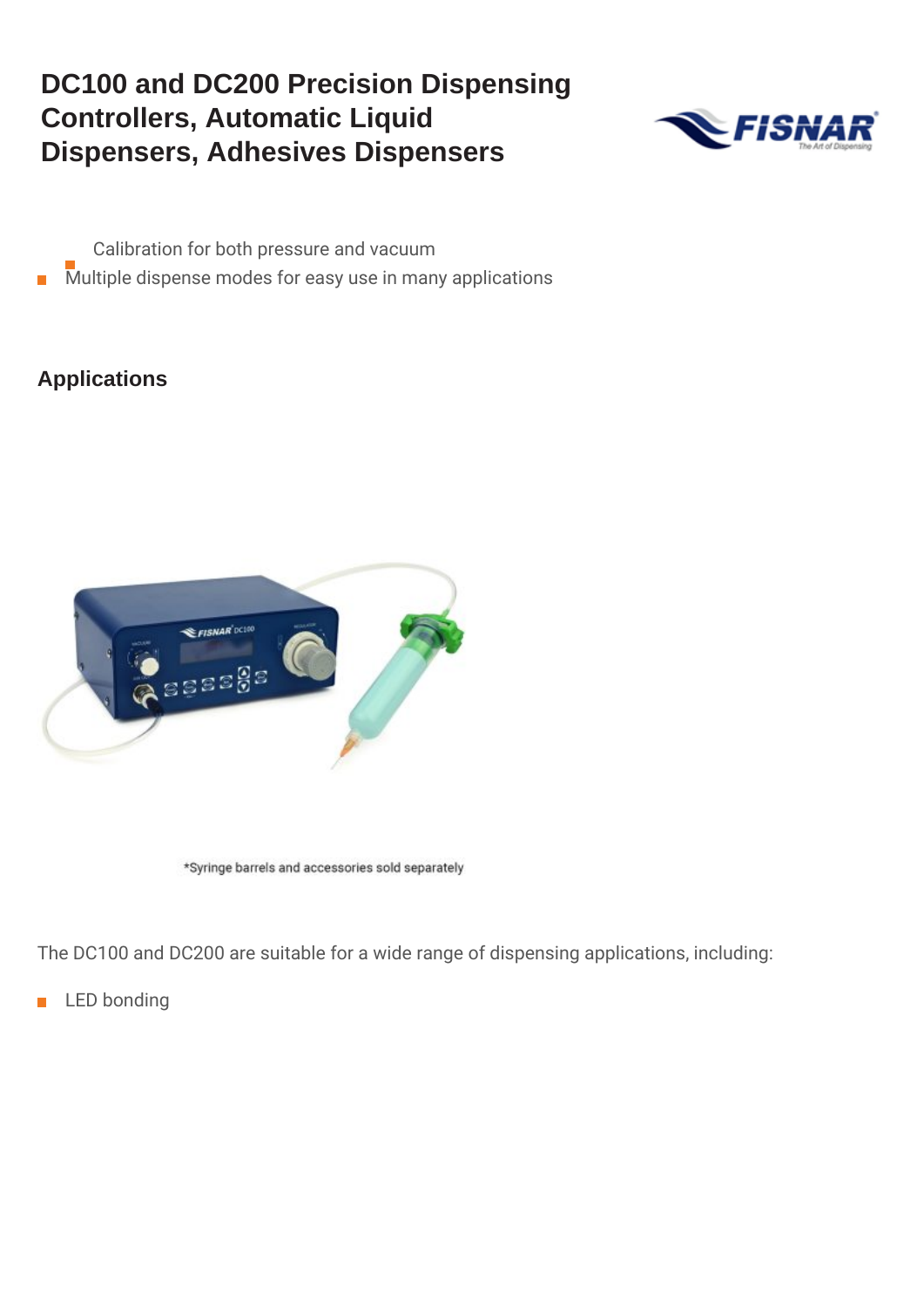# DC100 and DC200 Precision Dispensing Controllers, Automatic Liquid Dispensers, Adhesives Dispensers

- Calibration for both pressure and vacuum
- Multiple dispense modes for easy use in many applications

## Applications

*Syringe barrels and accessories sold separately

The DC100 and DC200 are suitable for a wide range of dispensing applications, including:

- LED bonding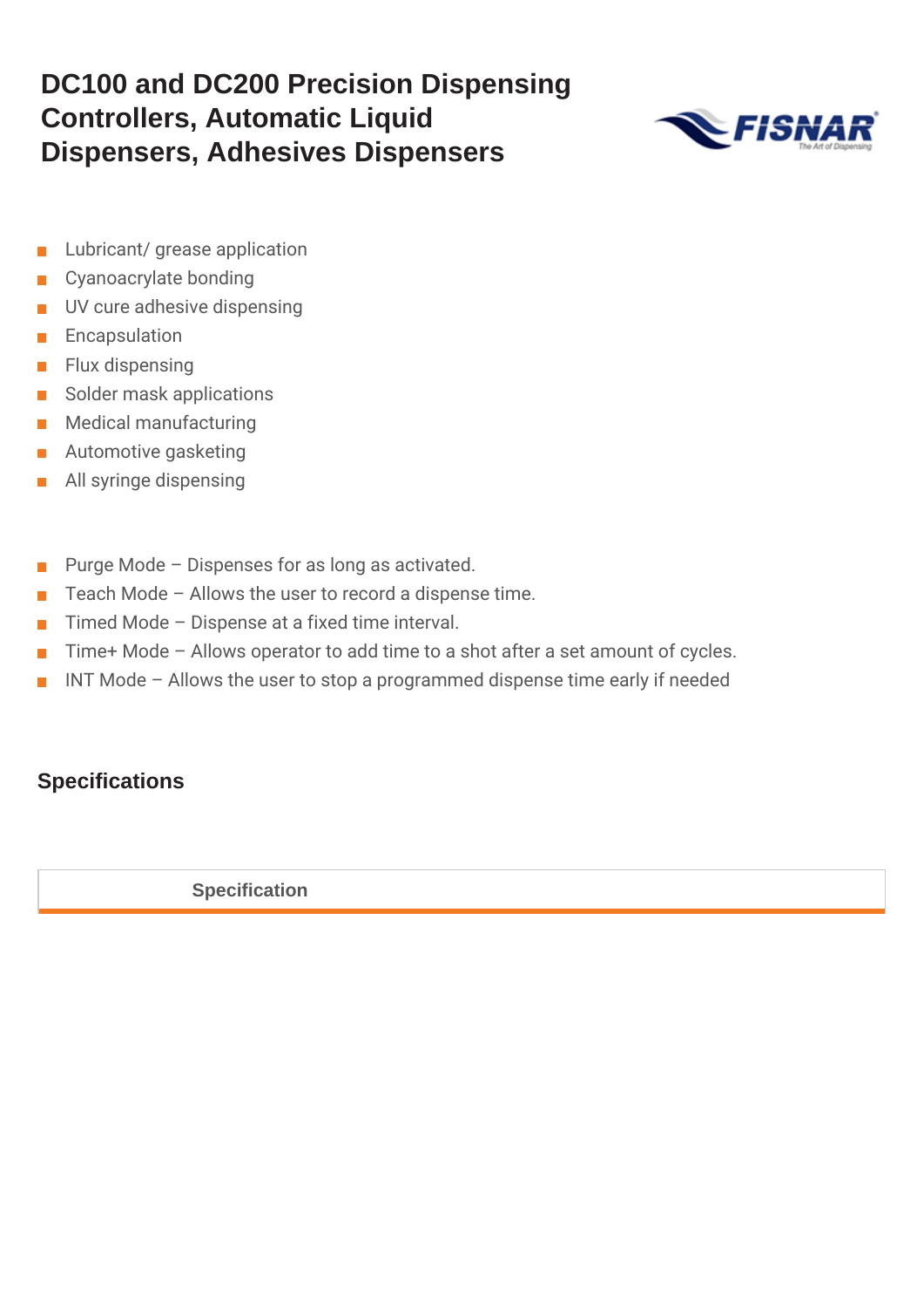# DC100 and DC200 Precision Dispensing Controllers, Automatic Liquid Dispensers, Adhesives Dispensers

- Lubricant/ grease application
- Cyanoacrylate bonding
- UV cure adhesive dispensing
- Encapsulation
- Flux dispensing
- Solder mask applications
- Medical manufacturing
- Automotive gasketing
- All syringe dispensing

- Purge Mode – Dispenses for as long as activated.
- Teach Mode – Allows the user to record a dispense time.
- Timed Mode – Dispense at a fixed time interval.
- Time+ Mode – Allows operator to add time to a shot after a set amount of cycles.
- INT Mode – Allows the user to stop a programmed dispense time early if needed

## Specifications

| Specification |
| --- |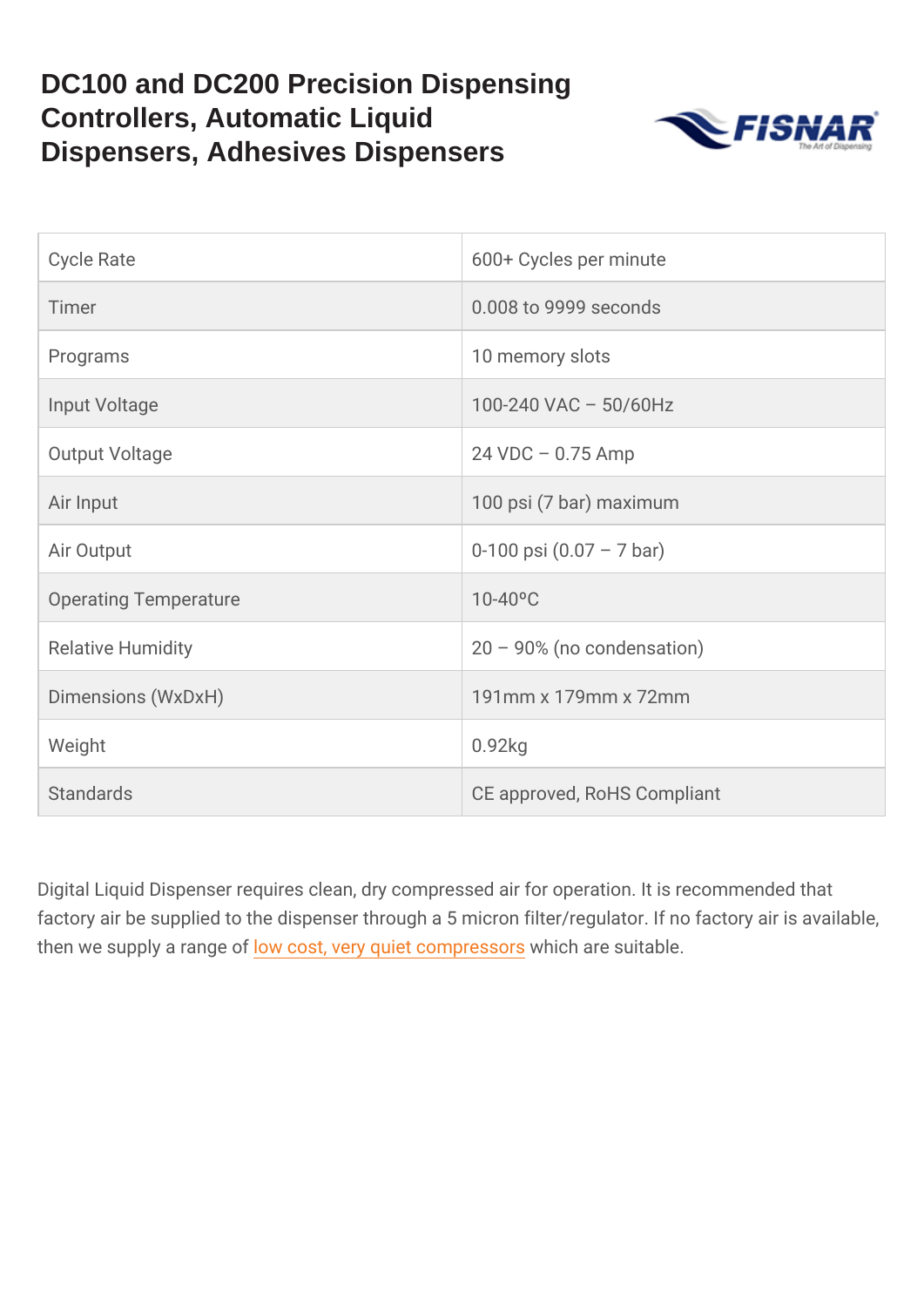# DC100 and DC200 Precision Dispensing Controllers, Automatic Liquid Dispensers, Adhesives Dispensers

| | |
|---|---|
| Cycle Rate | 600+ Cycles per minute |
| Timer | 0.008 to 9999 seconds |
| Programs | 10 memory slots |
| Input Voltage | 100-240 VAC – 50/60Hz |
| Output Voltage | 24 VDC – 0.75 Amp |
| Air Input | 100 psi (7 bar) maximum |
| Air Output | 0-100 psi (0.07 – 7 bar) |
| Operating Temperature | 10-40ºC |
| Relative Humidity | 20 – 90% (no condensation) |
| Dimensions (WxDxH) | 191mm x 179mm x 72mm |
| Weight | 0.92kg |
| Standards | CE approved, RoHS Compliant |

Digital Liquid Dispenser requires clean, dry compressed air for operation. It is recommended that factory air be supplied to the dispenser through a 5 micron filter/regulator. If no factory air is available, then we supply a range of low cost, very quiet compressors which are suitable.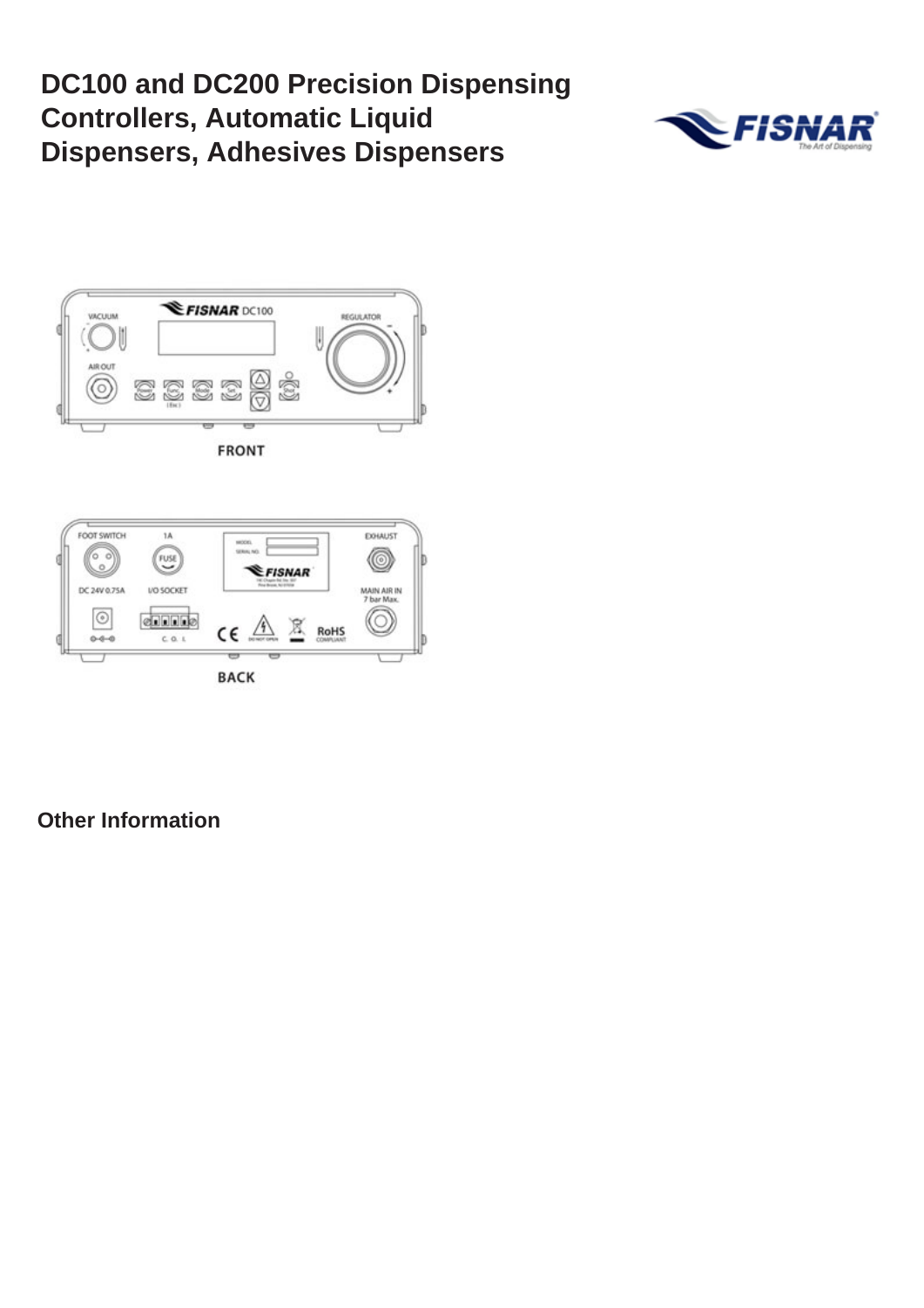# DC100 and DC200 Precision Dispensing Controllers, Automatic Liquid Dispensers, Adhesives Dispensers

FRONT

BACK

## Other Information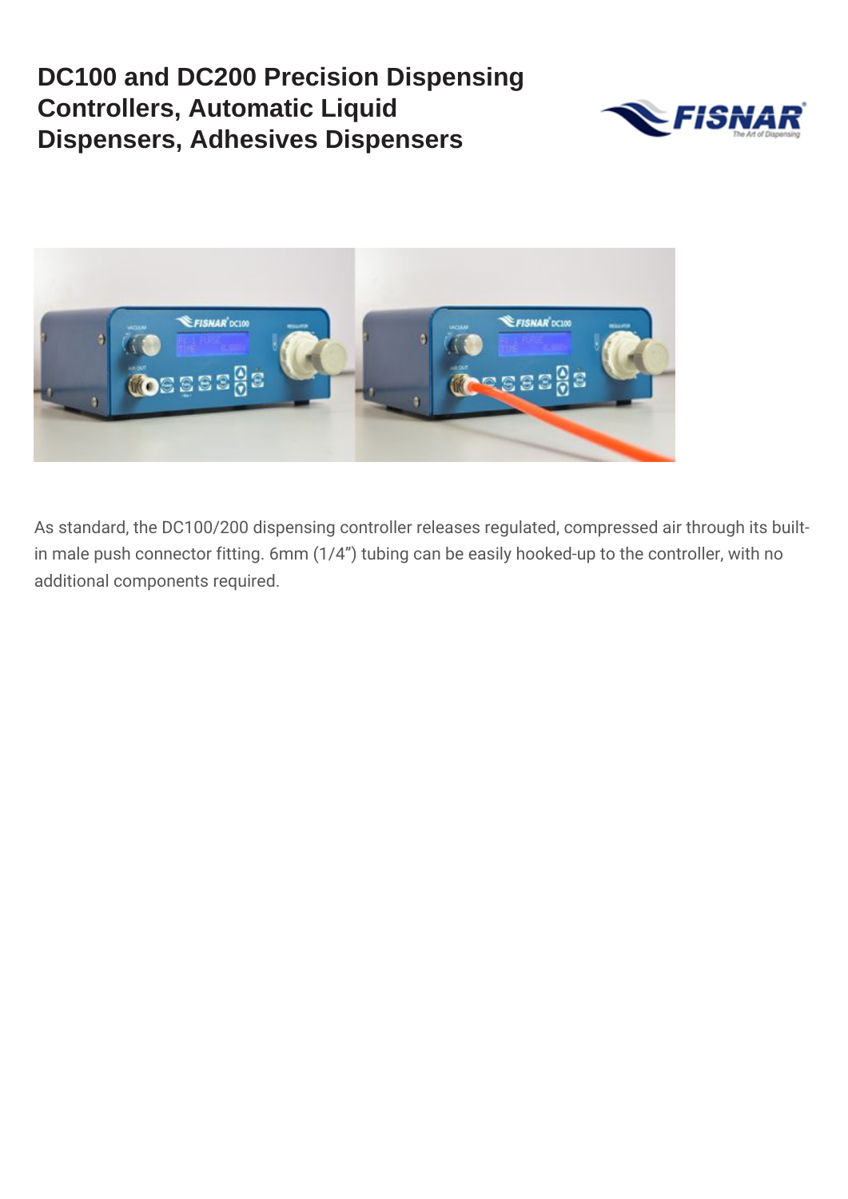# DC100 and DC200 Precision Dispensing Controllers, Automatic Liquid Dispensers, Adhesives Dispensers

As standard, the DC100/200 dispensing controller releases regulated, compressed air through its built-in male push connector fitting. 6mm (1/4") tubing can be easily hooked-up to the controller, with no additional components required.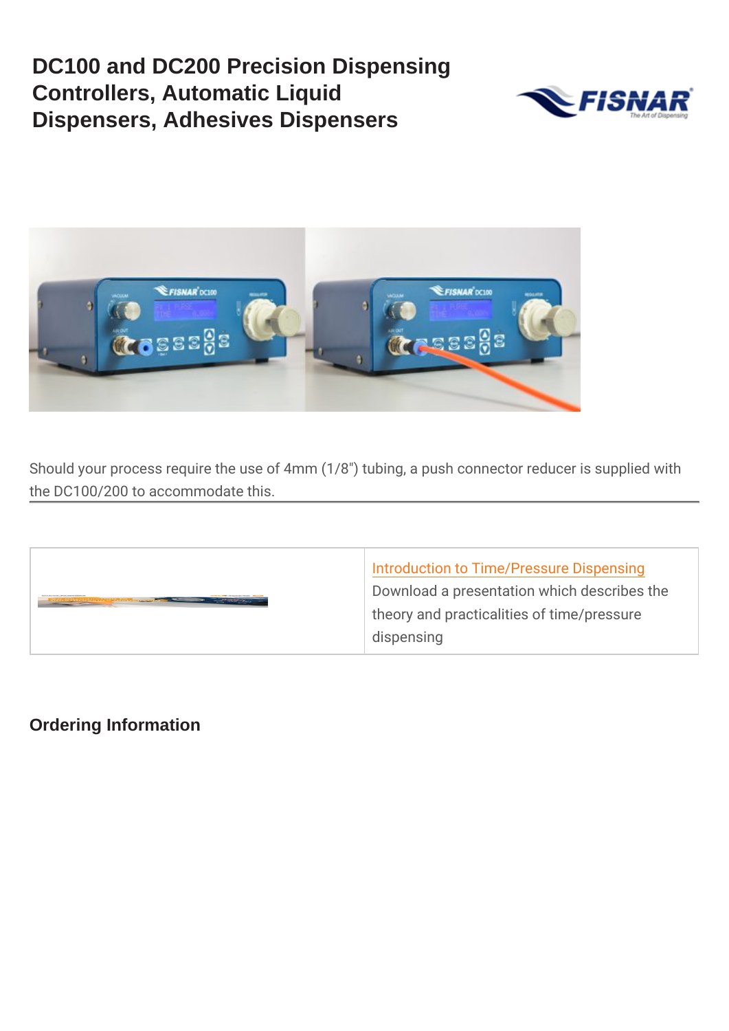# DC100 and DC200 Precision Dispensing Controllers, Automatic Liquid Dispensers, Adhesives Dispensers

Should your process require the use of 4mm (1/8") tubing, a push connector reducer is supplied with the DC100/200 to accommodate this.

| | |
|---|---|
| | Introduction to Time/Pressure Dispensing<br>Download a presentation which describes the theory and practicalities of time/pressure dispensing |

## Ordering Information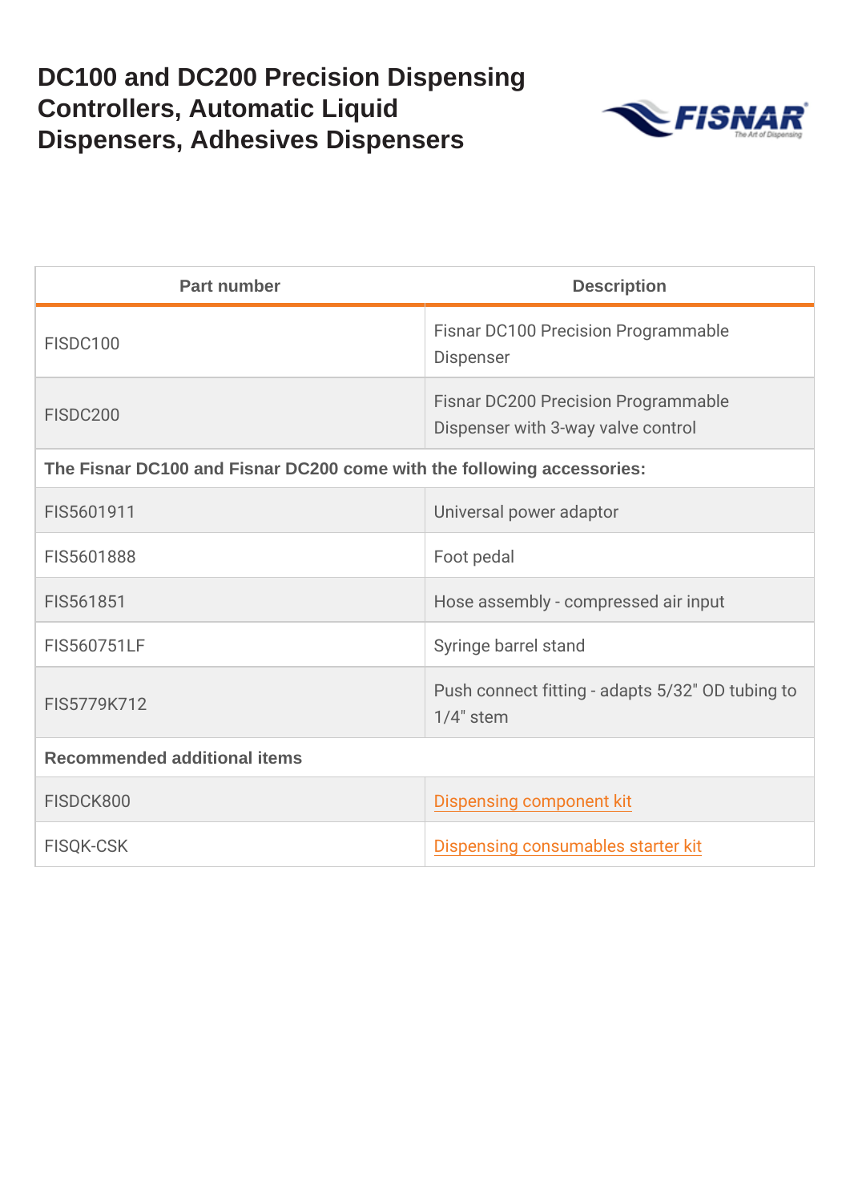# DC100 and DC200 Precision Dispensing Controllers, Automatic Liquid Dispensers, Adhesives Dispensers

| Part number | Description |
| --- | --- |
| FISDC100 | Fisnar DC100 Precision Programmable Dispenser |
| FISDC200 | Fisnar DC200 Precision Programmable Dispenser with 3-way valve control |
| **The Fisnar DC100 and Fisnar DC200 come with the following accessories:** | |
| FIS5601911 | Universal power adaptor |
| FIS5601888 | Foot pedal |
| FIS561851 | Hose assembly - compressed air input |
| FIS560751LF | Syringe barrel stand |
| FIS5779K712 | Push connect fitting - adapts 5/32" OD tubing to 1/4" stem |
| **Recommended additional items** | |
| FISDCK800 | Dispensing component kit |
| FISQK-CSK | Dispensing consumables starter kit |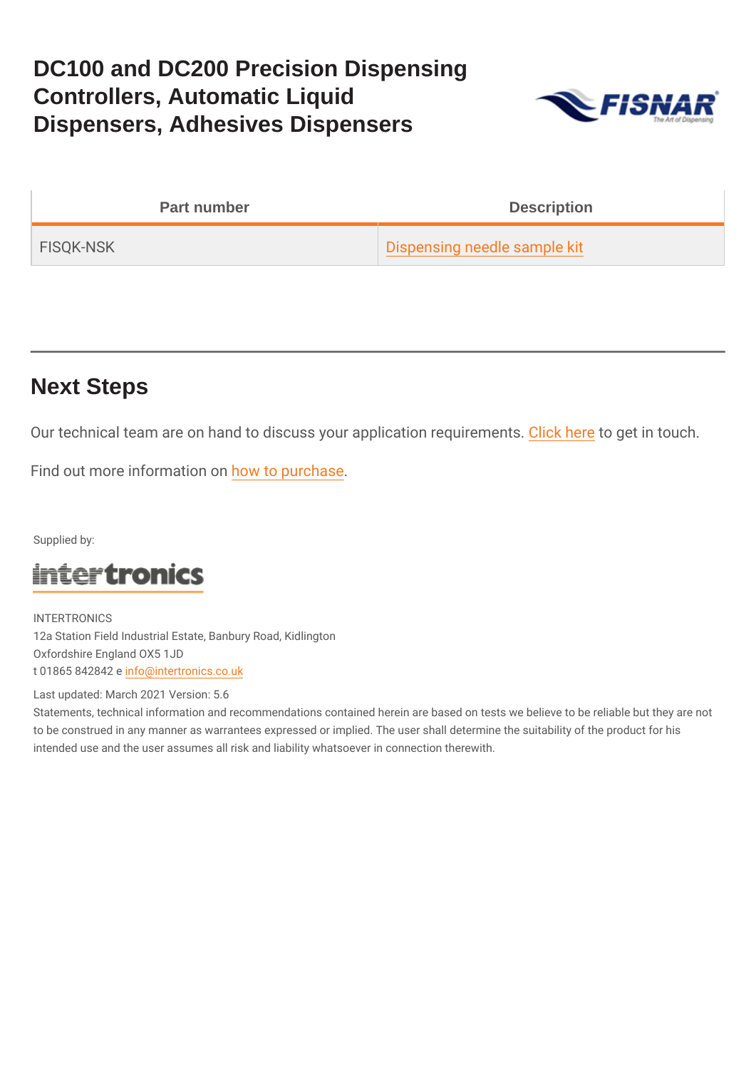# DC100 and DC200 Precision Dispensing Controllers, Automatic Liquid Dispensers, Adhesives Dispensers

| Part number | Description |
| --- | --- |
| FISQK-NSK | Dispensing needle sample kit |

## Next Steps

Our technical team are on hand to discuss your application requirements. Click here to get in touch.

Find out more information on how to purchase.

Supplied by:

INTERTRONICS
12a Station Field Industrial Estate, Banbury Road, Kidlington
Oxfordshire England OX5 1JD
t 01865 842842 e info@intertronics.co.uk

Last updated: March 2021 Version: 5.6

Statements, technical information and recommendations contained herein are based on tests we believe to be reliable but they are not to be construed in any manner as warrantees expressed or implied. The user shall determine the suitability of the product for his intended use and the user assumes all risk and liability whatsoever in connection therewith.